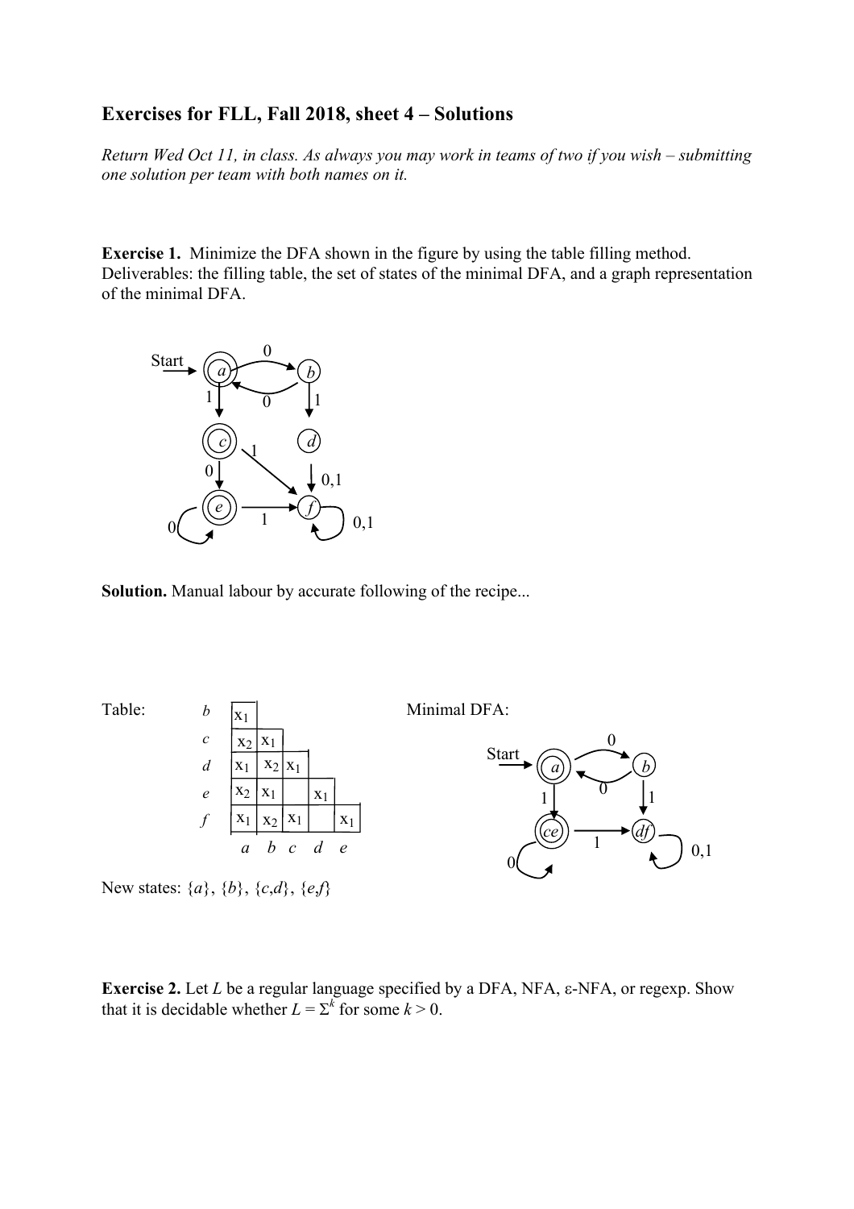## Exercises for FLL, Fall 2018, sheet 4 – Solutions

*Return Wed Oct 11, in class. As always you may work in teams of two if you wish – submitting one solution per team with both names on it.*

**Exercise 1.** Minimize the DFA shown in the figure by using the table filling method. Deliverables: the filling table, the set of states of the minimal DFA, and a graph representation of the minimal DFA.

**Solution.** Manual labour by accurate following of the recipe...

Table:

| | | | | | |
|---|---|---|---|---|---|
| *b* | $x_1$ | | | | |
| *c* | $x_2$ | $x_1$ | | | |
| *d* | $x_1$ | $x_2$ | $x_1$ | | |
| *e* | $x_2$ | $x_1$ | | $x_1$ | |
| *f* | $x_1$ | $x_2$ | $x_1$ | | $x_1$ |
| | *a* | *b* | *c* | *d* | *e* |

Minimal DFA:

New states: {*a*}, {*b*}, {*c*,*d*}, {*e*,*f*}

**Exercise 2.** Let *L* be a regular language specified by a DFA, NFA, ε-NFA, or regexp. Show that it is decidable whether $L = \Sigma^k$ for some $k > 0$.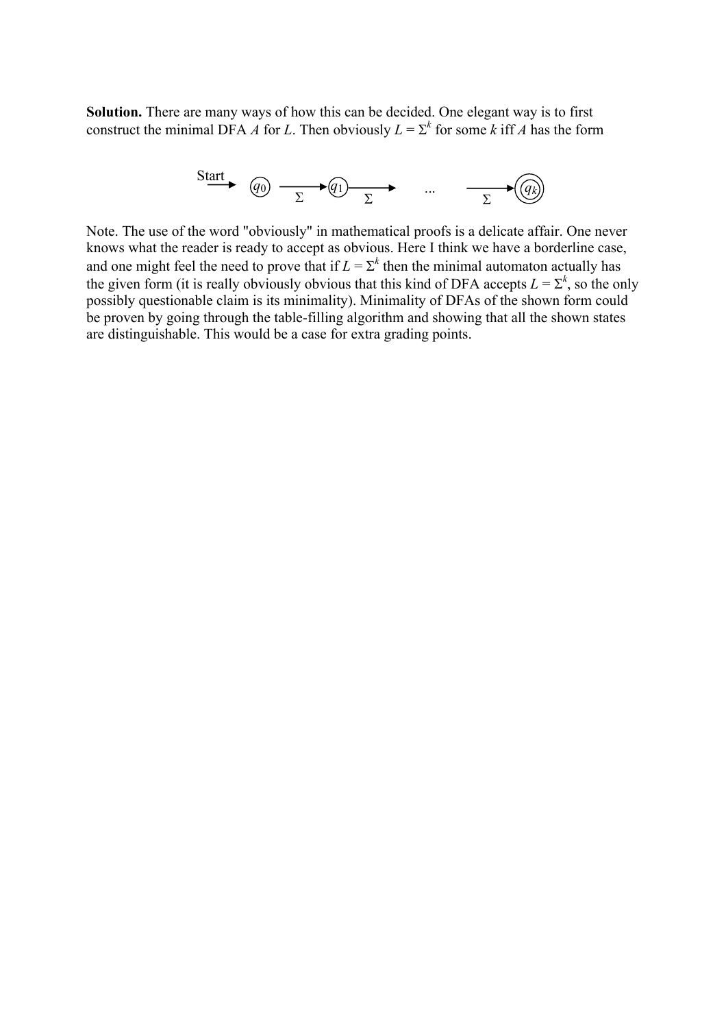**Solution.** There are many ways of how this can be decided. One elegant way is to first construct the minimal DFA $A$ for $L$. Then obviously $L = \Sigma^k$ for some $k$ iff $A$ has the form

Start

$q_0$ $\Sigma$ $q_1$ $\Sigma$ ... $\Sigma$ $q_k$

Note. The use of the word "obviously" in mathematical proofs is a delicate affair. One never knows what the reader is ready to accept as obvious. Here I think we have a borderline case, and one might feel the need to prove that if $L = \Sigma^k$ then the minimal automaton actually has the given form (it is really obviously obvious that this kind of DFA accepts $L = \Sigma^k$, so the only possibly questionable claim is its minimality). Minimality of DFAs of the shown form could be proven by going through the table-filling algorithm and showing that all the shown states are distinguishable. This would be a case for extra grading points.